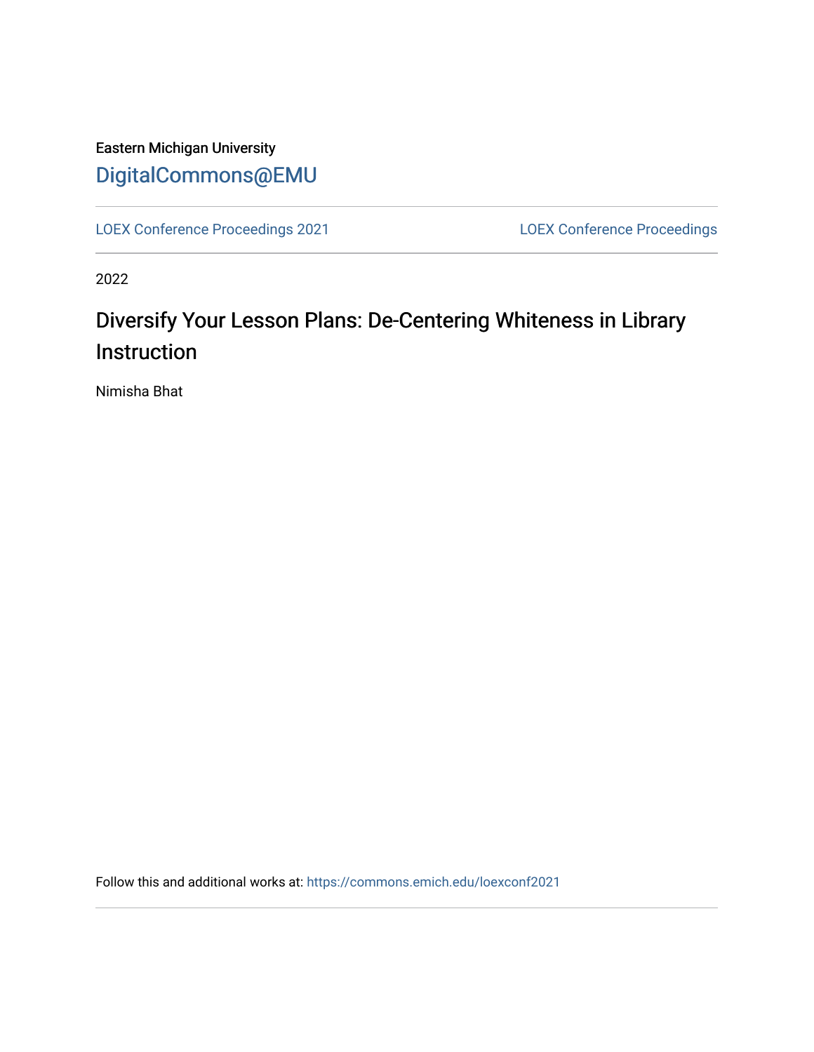Eastern Michigan University

DigitalCommons@EMU

LOEX Conference Proceedings 2021 | LOEX Conference Proceedings

2022

# Diversify Your Lesson Plans: De-Centering Whiteness in Library Instruction

Nimisha Bhat

Follow this and additional works at: https://commons.emich.edu/loexconf2021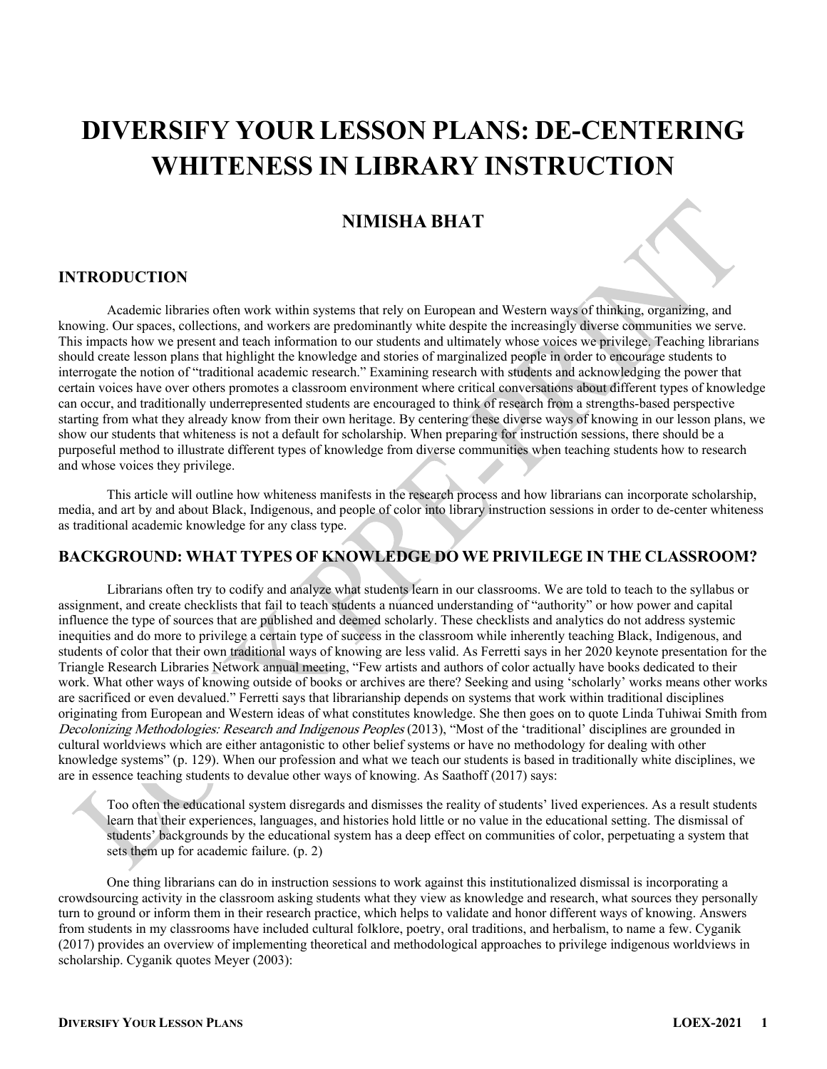# DIVERSIFY YOUR LESSON PLANS: DE-CENTERING WHITENESS IN LIBRARY INSTRUCTION

## NIMISHA BHAT

## INTRODUCTION

Academic libraries often work within systems that rely on European and Western ways of thinking, organizing, and knowing. Our spaces, collections, and workers are predominantly white despite the increasingly diverse communities we serve. This impacts how we present and teach information to our students and ultimately whose voices we privilege. Teaching librarians should create lesson plans that highlight the knowledge and stories of marginalized people in order to encourage students to interrogate the notion of "traditional academic research." Examining research with students and acknowledging the power that certain voices have over others promotes a classroom environment where critical conversations about different types of knowledge can occur, and traditionally underrepresented students are encouraged to think of research from a strengths-based perspective starting from what they already know from their own heritage. By centering these diverse ways of knowing in our lesson plans, we show our students that whiteness is not a default for scholarship. When preparing for instruction sessions, there should be a purposeful method to illustrate different types of knowledge from diverse communities when teaching students how to research and whose voices they privilege.

This article will outline how whiteness manifests in the research process and how librarians can incorporate scholarship, media, and art by and about Black, Indigenous, and people of color into library instruction sessions in order to de-center whiteness as traditional academic knowledge for any class type.

## BACKGROUND: WHAT TYPES OF KNOWLEDGE DO WE PRIVILEGE IN THE CLASSROOM?

Librarians often try to codify and analyze what students learn in our classrooms. We are told to teach to the syllabus or assignment, and create checklists that fail to teach students a nuanced understanding of "authority" or how power and capital influence the type of sources that are published and deemed scholarly. These checklists and analytics do not address systemic inequities and do more to privilege a certain type of success in the classroom while inherently teaching Black, Indigenous, and students of color that their own traditional ways of knowing are less valid. As Ferretti says in her 2020 keynote presentation for the Triangle Research Libraries Network annual meeting, "Few artists and authors of color actually have books dedicated to their work. What other ways of knowing outside of books or archives are there? Seeking and using 'scholarly' works means other works are sacrificed or even devalued." Ferretti says that librarianship depends on systems that work within traditional disciplines originating from European and Western ideas of what constitutes knowledge. She then goes on to quote Linda Tuhiwai Smith from *Decolonizing Methodologies: Research and Indigenous Peoples* (2013), "Most of the 'traditional' disciplines are grounded in cultural worldviews which are either antagonistic to other belief systems or have no methodology for dealing with other knowledge systems" (p. 129). When our profession and what we teach our students is based in traditionally white disciplines, we are in essence teaching students to devalue other ways of knowing. As Saathoff (2017) says:

> Too often the educational system disregards and dismisses the reality of students' lived experiences. As a result students learn that their experiences, languages, and histories hold little or no value in the educational setting. The dismissal of students' backgrounds by the educational system has a deep effect on communities of color, perpetuating a system that sets them up for academic failure. (p. 2)

One thing librarians can do in instruction sessions to work against this institutionalized dismissal is incorporating a crowdsourcing activity in the classroom asking students what they view as knowledge and research, what sources they personally turn to ground or inform them in their research practice, which helps to validate and honor different ways of knowing. Answers from students in my classrooms have included cultural folklore, poetry, oral traditions, and herbalism, to name a few. Cyganik (2017) provides an overview of implementing theoretical and methodological approaches to privilege indigenous worldviews in scholarship. Cyganik quotes Meyer (2003):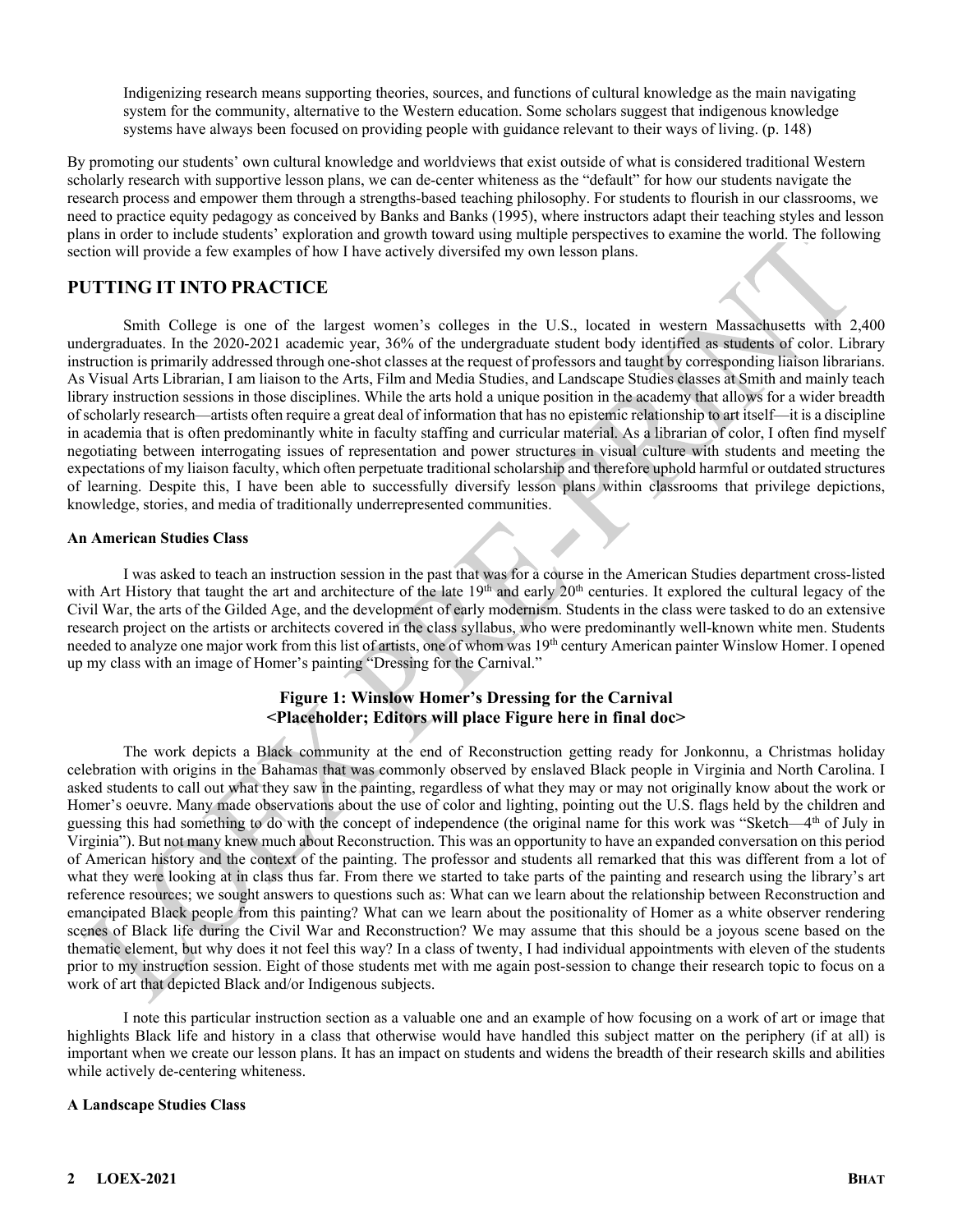> Indigenizing research means supporting theories, sources, and functions of cultural knowledge as the main navigating system for the community, alternative to the Western education. Some scholars suggest that indigenous knowledge systems have always been focused on providing people with guidance relevant to their ways of living. (p. 148)

By promoting our students' own cultural knowledge and worldviews that exist outside of what is considered traditional Western scholarly research with supportive lesson plans, we can de-center whiteness as the "default" for how our students navigate the research process and empower them through a strengths-based teaching philosophy. For students to flourish in our classrooms, we need to practice equity pedagogy as conceived by Banks and Banks (1995), where instructors adapt their teaching styles and lesson plans in order to include students' exploration and growth toward using multiple perspectives to examine the world. The following section will provide a few examples of how I have actively diversifed my own lesson plans.

## PUTTING IT INTO PRACTICE

Smith College is one of the largest women's colleges in the U.S., located in western Massachusetts with 2,400 undergraduates. In the 2020-2021 academic year, 36% of the undergraduate student body identified as students of color. Library instruction is primarily addressed through one-shot classes at the request of professors and taught by corresponding liaison librarians. As Visual Arts Librarian, I am liaison to the Arts, Film and Media Studies, and Landscape Studies classes at Smith and mainly teach library instruction sessions in those disciplines. While the arts hold a unique position in the academy that allows for a wider breadth of scholarly research—artists often require a great deal of information that has no epistemic relationship to art itself—it is a discipline in academia that is often predominantly white in faculty staffing and curricular material. As a librarian of color, I often find myself negotiating between interrogating issues of representation and power structures in visual culture with students and meeting the expectations of my liaison faculty, which often perpetuate traditional scholarship and therefore uphold harmful or outdated structures of learning. Despite this, I have been able to successfully diversify lesson plans within classrooms that privilege depictions, knowledge, stories, and media of traditionally underrepresented communities.

### An American Studies Class

I was asked to teach an instruction session in the past that was for a course in the American Studies department cross-listed with Art History that taught the art and architecture of the late 19th and early 20th centuries. It explored the cultural legacy of the Civil War, the arts of the Gilded Age, and the development of early modernism. Students in the class were tasked to do an extensive research project on the artists or architects covered in the class syllabus, who were predominantly well-known white men. Students needed to analyze one major work from this list of artists, one of whom was 19th century American painter Winslow Homer. I opened up my class with an image of Homer's painting "Dressing for the Carnival."

**Figure 1: Winslow Homer's Dressing for the Carnival**
**<Placeholder; Editors will place Figure here in final doc>**

The work depicts a Black community at the end of Reconstruction getting ready for Jonkonnu, a Christmas holiday celebration with origins in the Bahamas that was commonly observed by enslaved Black people in Virginia and North Carolina. I asked students to call out what they saw in the painting, regardless of what they may or may not originally know about the work or Homer's oeuvre. Many made observations about the use of color and lighting, pointing out the U.S. flags held by the children and guessing this had something to do with the concept of independence (the original name for this work was "Sketch—4th of July in Virginia"). But not many knew much about Reconstruction. This was an opportunity to have an expanded conversation on this period of American history and the context of the painting. The professor and students all remarked that this was different from a lot of what they were looking at in class thus far. From there we started to take parts of the painting and research using the library's art reference resources; we sought answers to questions such as: What can we learn about the relationship between Reconstruction and emancipated Black people from this painting? What can we learn about the positionality of Homer as a white observer rendering scenes of Black life during the Civil War and Reconstruction? We may assume that this should be a joyous scene based on the thematic element, but why does it not feel this way? In a class of twenty, I had individual appointments with eleven of the students prior to my instruction session. Eight of those students met with me again post-session to change their research topic to focus on a work of art that depicted Black and/or Indigenous subjects.

I note this particular instruction section as a valuable one and an example of how focusing on a work of art or image that highlights Black life and history in a class that otherwise would have handled this subject matter on the periphery (if at all) is important when we create our lesson plans. It has an impact on students and widens the breadth of their research skills and abilities while actively de-centering whiteness.

### A Landscape Studies Class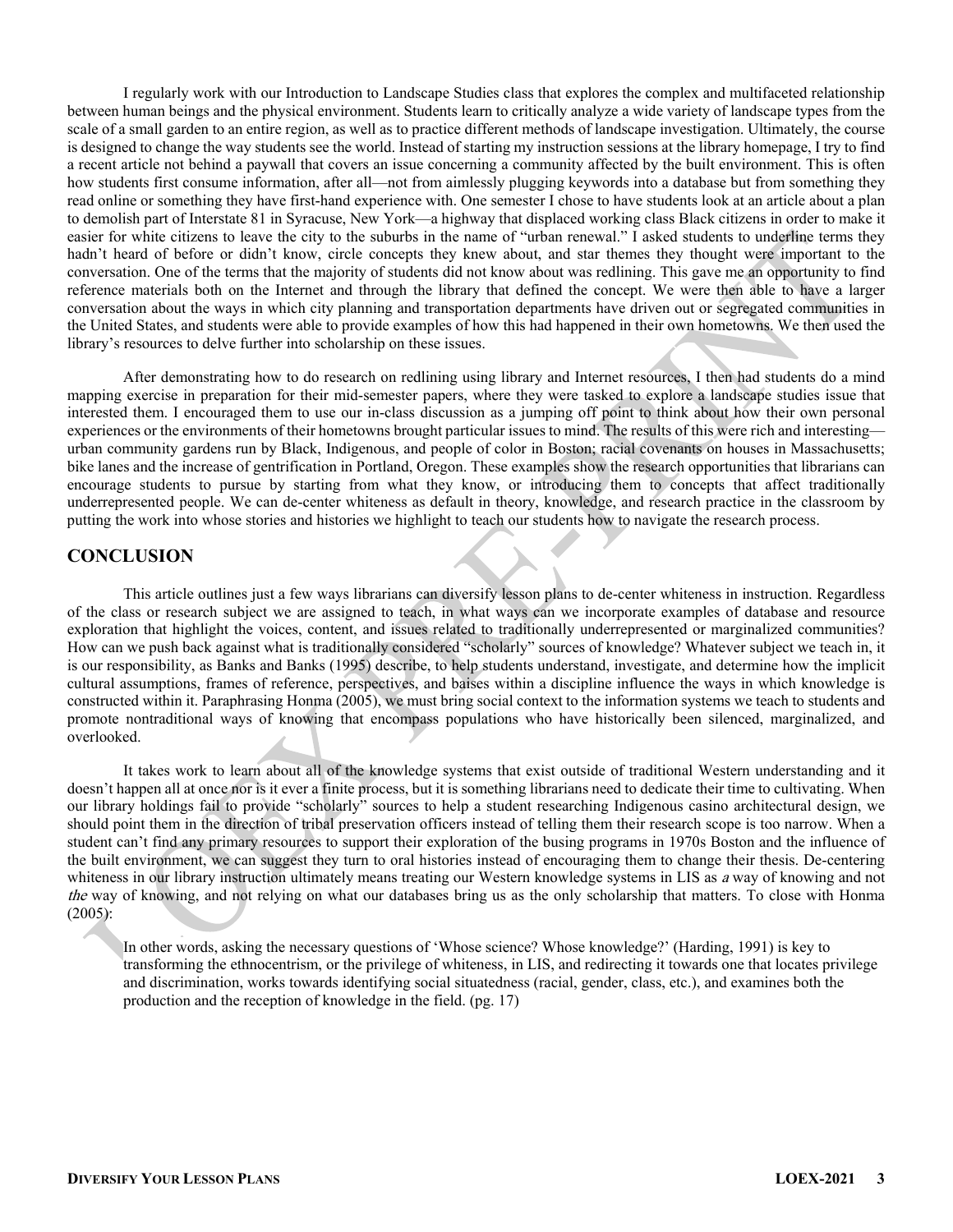I regularly work with our Introduction to Landscape Studies class that explores the complex and multifaceted relationship between human beings and the physical environment. Students learn to critically analyze a wide variety of landscape types from the scale of a small garden to an entire region, as well as to practice different methods of landscape investigation. Ultimately, the course is designed to change the way students see the world. Instead of starting my instruction sessions at the library homepage, I try to find a recent article not behind a paywall that covers an issue concerning a community affected by the built environment. This is often how students first consume information, after all—not from aimlessly plugging keywords into a database but from something they read online or something they have first-hand experience with. One semester I chose to have students look at an article about a plan to demolish part of Interstate 81 in Syracuse, New York—a highway that displaced working class Black citizens in order to make it easier for white citizens to leave the city to the suburbs in the name of "urban renewal." I asked students to underline terms they hadn't heard of before or didn't know, circle concepts they knew about, and star themes they thought were important to the conversation. One of the terms that the majority of students did not know about was redlining. This gave me an opportunity to find reference materials both on the Internet and through the library that defined the concept. We were then able to have a larger conversation about the ways in which city planning and transportation departments have driven out or segregated communities in the United States, and students were able to provide examples of how this had happened in their own hometowns. We then used the library's resources to delve further into scholarship on these issues.

After demonstrating how to do research on redlining using library and Internet resources, I then had students do a mind mapping exercise in preparation for their mid-semester papers, where they were tasked to explore a landscape studies issue that interested them. I encouraged them to use our in-class discussion as a jumping off point to think about how their own personal experiences or the environments of their hometowns brought particular issues to mind. The results of this were rich and interesting—urban community gardens run by Black, Indigenous, and people of color in Boston; racial covenants on houses in Massachusetts; bike lanes and the increase of gentrification in Portland, Oregon. These examples show the research opportunities that librarians can encourage students to pursue by starting from what they know, or introducing them to concepts that affect traditionally underrepresented people. We can de-center whiteness as default in theory, knowledge, and research practice in the classroom by putting the work into whose stories and histories we highlight to teach our students how to navigate the research process.

## CONCLUSION

This article outlines just a few ways librarians can diversify lesson plans to de-center whiteness in instruction. Regardless of the class or research subject we are assigned to teach, in what ways can we incorporate examples of database and resource exploration that highlight the voices, content, and issues related to traditionally underrepresented or marginalized communities? How can we push back against what is traditionally considered "scholarly" sources of knowledge? Whatever subject we teach in, it is our responsibility, as Banks and Banks (1995) describe, to help students understand, investigate, and determine how the implicit cultural assumptions, frames of reference, perspectives, and baises within a discipline influence the ways in which knowledge is constructed within it. Paraphrasing Honma (2005), we must bring social context to the information systems we teach to students and promote nontraditional ways of knowing that encompass populations who have historically been silenced, marginalized, and overlooked.

It takes work to learn about all of the knowledge systems that exist outside of traditional Western understanding and it doesn't happen all at once nor is it ever a finite process, but it is something librarians need to dedicate their time to cultivating. When our library holdings fail to provide "scholarly" sources to help a student researching Indigenous casino architectural design, we should point them in the direction of tribal preservation officers instead of telling them their research scope is too narrow. When a student can't find any primary resources to support their exploration of the busing programs in 1970s Boston and the influence of the built environment, we can suggest they turn to oral histories instead of encouraging them to change their thesis. De-centering whiteness in our library instruction ultimately means treating our Western knowledge systems in LIS as *a* way of knowing and not *the* way of knowing, and not relying on what our databases bring us as the only scholarship that matters. To close with Honma (2005):

> In other words, asking the necessary questions of 'Whose science? Whose knowledge?' (Harding, 1991) is key to transforming the ethnocentrism, or the privilege of whiteness, in LIS, and redirecting it towards one that locates privilege and discrimination, works towards identifying social situatedness (racial, gender, class, etc.), and examines both the production and the reception of knowledge in the field. (pg. 17)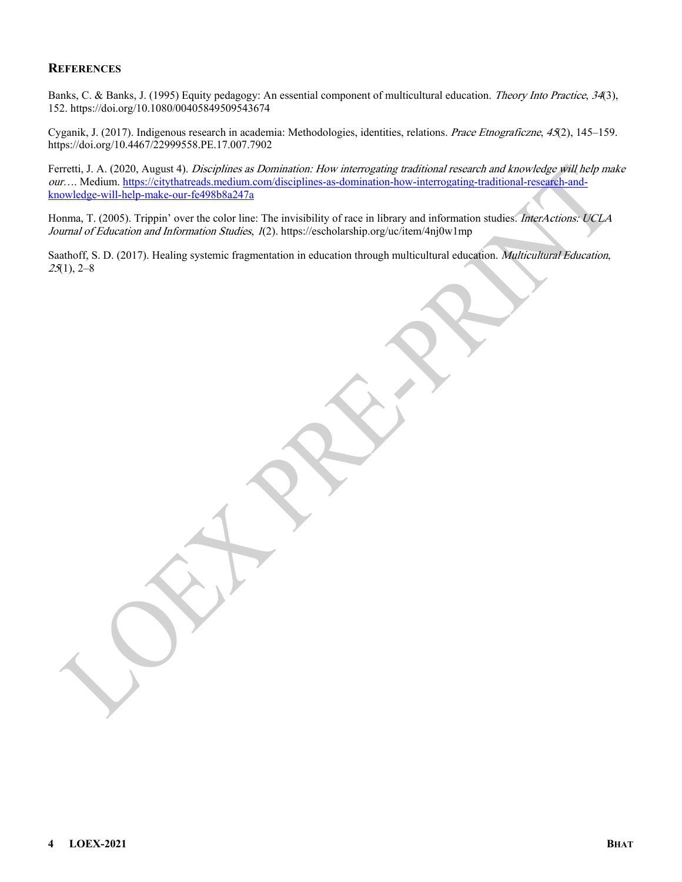## REFERENCES

Banks, C. & Banks, J. (1995) Equity pedagogy: An essential component of multicultural education. *Theory Into Practice*, *34*(3), 152. https://doi.org/10.1080/00405849509543674

Cyganik, J. (2017). Indigenous research in academia: Methodologies, identities, relations. *Prace Etnograficzne*, *45*(2), 145–159. https://doi.org/10.4467/22999558.PE.17.007.7902

Ferretti, J. A. (2020, August 4). *Disciplines as Domination: How interrogating traditional research and knowledge will help make our…*. Medium. https://citythatreads.medium.com/disciplines-as-domination-how-interrogating-traditional-research-and-knowledge-will-help-make-our-fe498b8a247a

Honma, T. (2005). Trippin' over the color line: The invisibility of race in library and information studies. *InterActions: UCLA Journal of Education and Information Studies*, *1*(2). https://escholarship.org/uc/item/4nj0w1mp

Saathoff, S. D. (2017). Healing systemic fragmentation in education through multicultural education. *Multicultural Education*, *25*(1), 2–8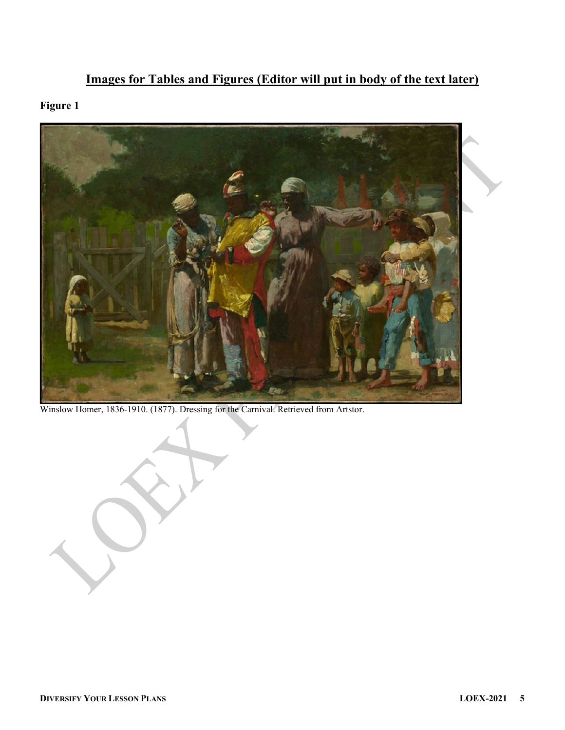## Images for Tables and Figures (Editor will put in body of the text later)

**Figure 1**

Winslow Homer, 1836-1910. (1877). Dressing for the Carnival. Retrieved from Artstor.